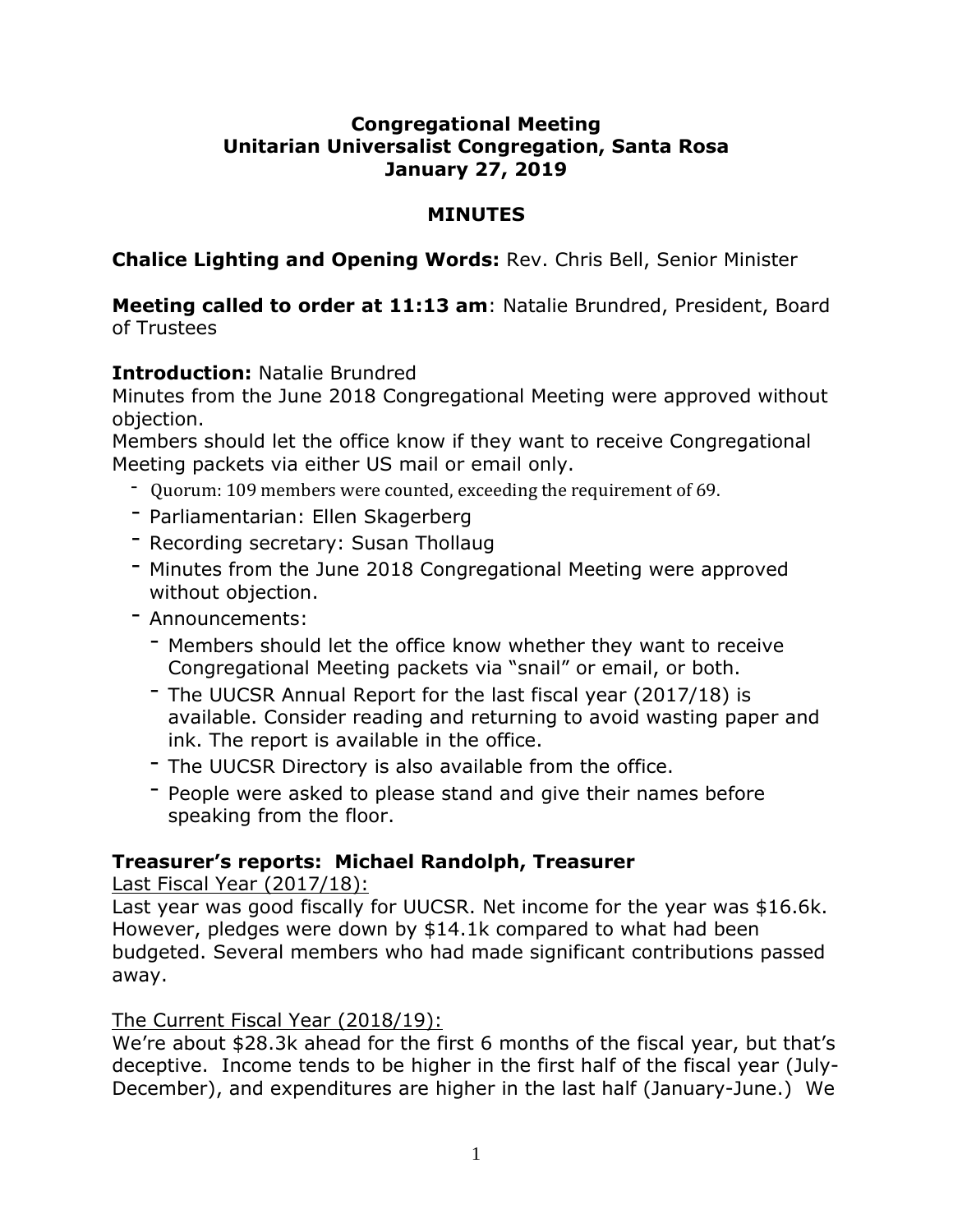**Congregational Meeting**
**Unitarian Universalist Congregation, Santa Rosa**
**January 27, 2019**

**MINUTES**

**Chalice Lighting and Opening Words:** Rev. Chris Bell, Senior Minister

**Meeting called to order at 11:13 am**: Natalie Brundred, President, Board of Trustees

**Introduction:** Natalie Brundred
Minutes from the June 2018 Congregational Meeting were approved without objection.
Members should let the office know if they want to receive Congregational Meeting packets via either US mail or email only.

- Quorum: 109 members were counted, exceeding the requirement of 69.
- Parliamentarian: Ellen Skagerberg
- Recording secretary: Susan Thollaug
- Minutes from the June 2018 Congregational Meeting were approved without objection.
- Announcements:
  - Members should let the office know whether they want to receive Congregational Meeting packets via "snail" or email, or both.
  - The UUCSR Annual Report for the last fiscal year (2017/18) is available. Consider reading and returning to avoid wasting paper and ink. The report is available in the office.
  - The UUCSR Directory is also available from the office.
  - People were asked to please stand and give their names before speaking from the floor.

**Treasurer's reports: Michael Randolph, Treasurer**

Last Fiscal Year (2017/18):
Last year was good fiscally for UUCSR. Net income for the year was $16.6k. However, pledges were down by $14.1k compared to what had been budgeted. Several members who had made significant contributions passed away.

The Current Fiscal Year (2018/19):
We're about $28.3k ahead for the first 6 months of the fiscal year, but that's deceptive. Income tends to be higher in the first half of the fiscal year (July-December), and expenditures are higher in the last half (January-June.) We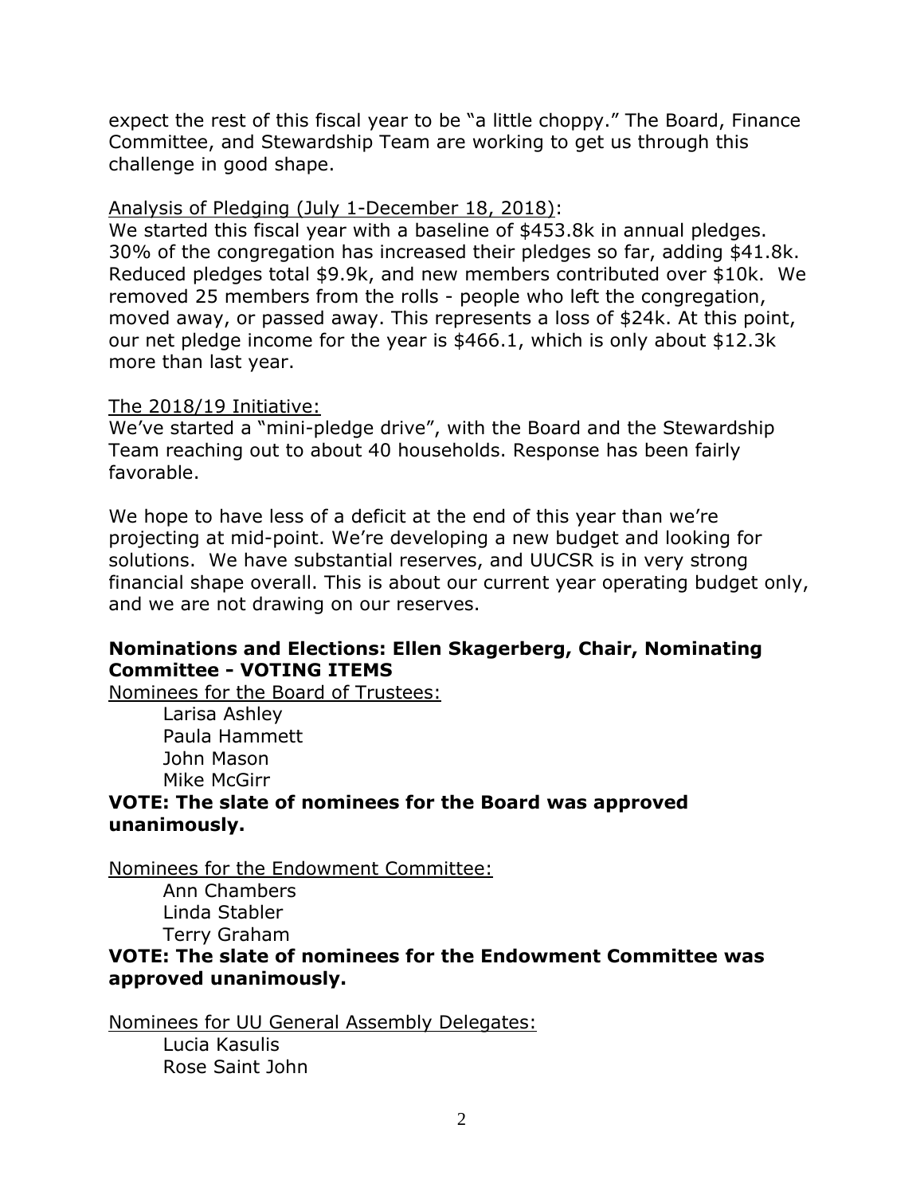expect the rest of this fiscal year to be "a little choppy." The Board, Finance Committee, and Stewardship Team are working to get us through this challenge in good shape.

<u>Analysis of Pledging (July 1-December 18, 2018)</u>:
We started this fiscal year with a baseline of $453.8k in annual pledges. 30% of the congregation has increased their pledges so far, adding $41.8k. Reduced pledges total $9.9k, and new members contributed over $10k. We removed 25 members from the rolls - people who left the congregation, moved away, or passed away. This represents a loss of $24k. At this point, our net pledge income for the year is $466.1, which is only about $12.3k more than last year.

<u>The 2018/19 Initiative:</u>
We've started a "mini-pledge drive", with the Board and the Stewardship Team reaching out to about 40 households. Response has been fairly favorable.

We hope to have less of a deficit at the end of this year than we're projecting at mid-point. We're developing a new budget and looking for solutions. We have substantial reserves, and UUCSR is in very strong financial shape overall. This is about our current year operating budget only, and we are not drawing on our reserves.

**Nominations and Elections: Ellen Skagerberg, Chair, Nominating Committee - VOTING ITEMS**

<u>Nominees for the Board of Trustees:</u>

Larisa Ashley
Paula Hammett
John Mason
Mike McGirr

**VOTE: The slate of nominees for the Board was approved unanimously.**

<u>Nominees for the Endowment Committee:</u>

Ann Chambers
Linda Stabler
Terry Graham

**VOTE: The slate of nominees for the Endowment Committee was approved unanimously.**

<u>Nominees for UU General Assembly Delegates:</u>

Lucia Kasulis
Rose Saint John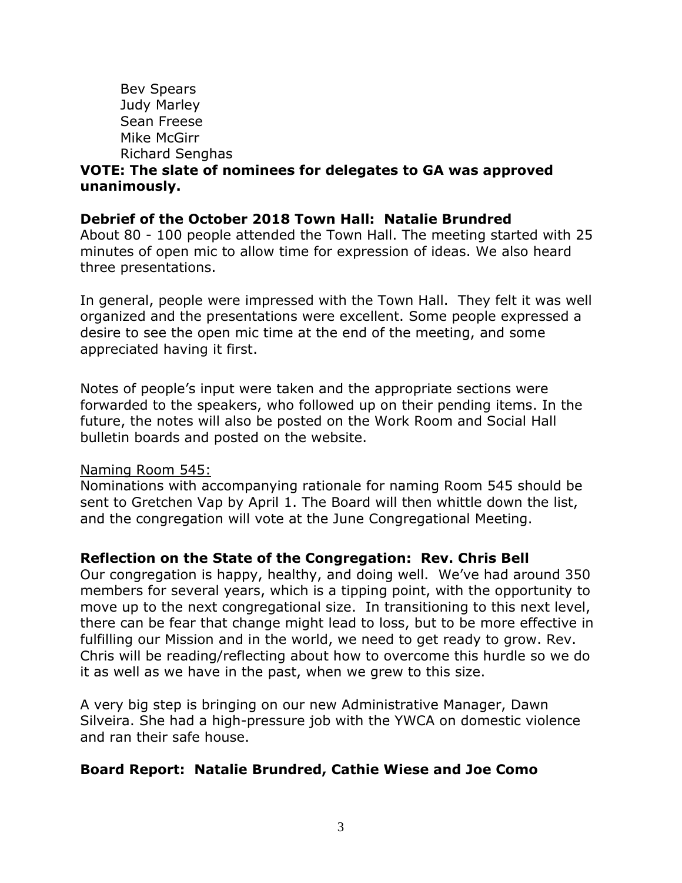Bev Spears
Judy Marley
Sean Freese
Mike McGirr
Richard Senghas

**VOTE: The slate of nominees for delegates to GA was approved unanimously.**

**Debrief of the October 2018 Town Hall: Natalie Brundred**

About 80 - 100 people attended the Town Hall. The meeting started with 25 minutes of open mic to allow time for expression of ideas. We also heard three presentations.

In general, people were impressed with the Town Hall. They felt it was well organized and the presentations were excellent. Some people expressed a desire to see the open mic time at the end of the meeting, and some appreciated having it first.

Notes of people's input were taken and the appropriate sections were forwarded to the speakers, who followed up on their pending items. In the future, the notes will also be posted on the Work Room and Social Hall bulletin boards and posted on the website.

<u>Naming Room 545:</u>

Nominations with accompanying rationale for naming Room 545 should be sent to Gretchen Vap by April 1. The Board will then whittle down the list, and the congregation will vote at the June Congregational Meeting.

**Reflection on the State of the Congregation: Rev. Chris Bell**

Our congregation is happy, healthy, and doing well. We've had around 350 members for several years, which is a tipping point, with the opportunity to move up to the next congregational size. In transitioning to this next level, there can be fear that change might lead to loss, but to be more effective in fulfilling our Mission and in the world, we need to get ready to grow. Rev. Chris will be reading/reflecting about how to overcome this hurdle so we do it as well as we have in the past, when we grew to this size.

A very big step is bringing on our new Administrative Manager, Dawn Silveira. She had a high-pressure job with the YWCA on domestic violence and ran their safe house.

**Board Report: Natalie Brundred, Cathie Wiese and Joe Como**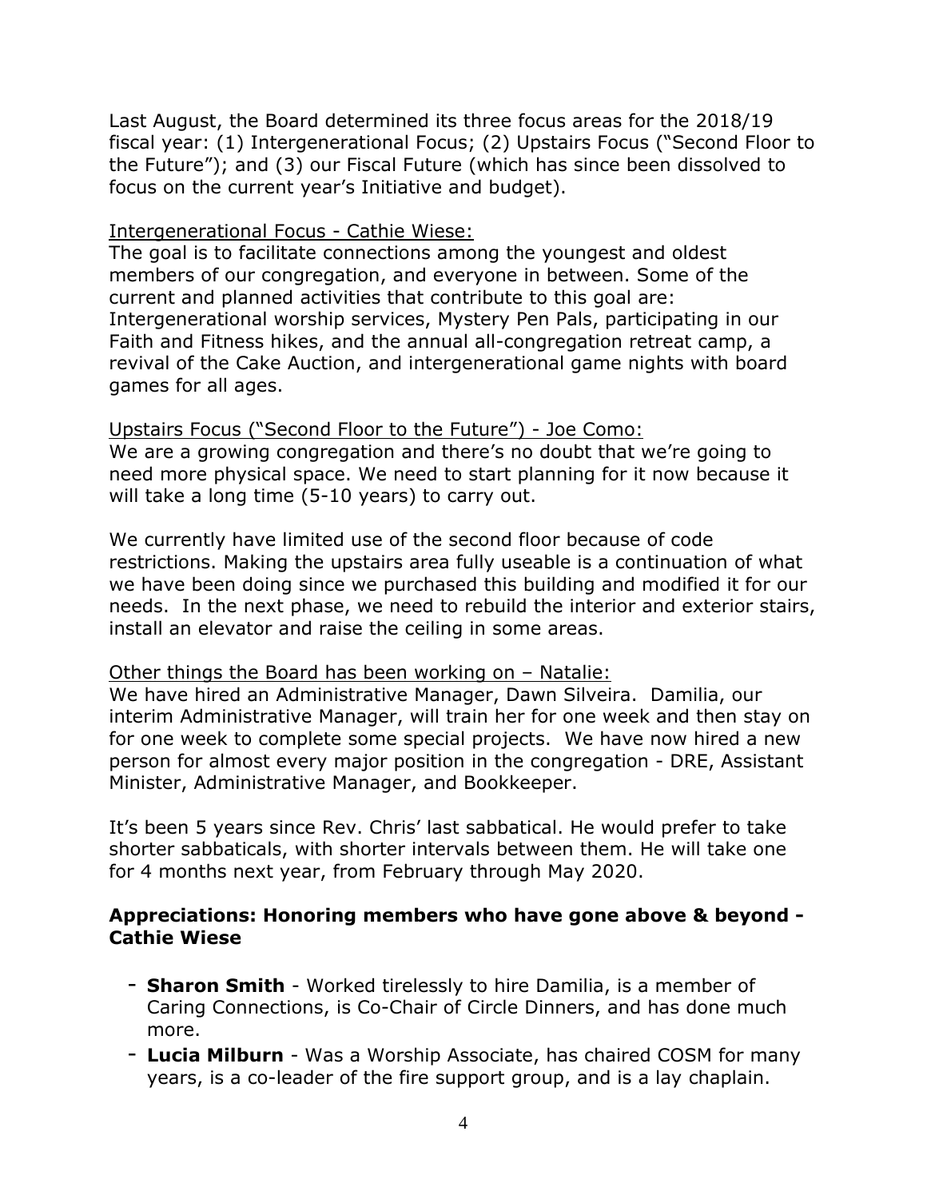Last August, the Board determined its three focus areas for the 2018/19 fiscal year: (1) Intergenerational Focus; (2) Upstairs Focus ("Second Floor to the Future"); and (3) our Fiscal Future (which has since been dissolved to focus on the current year's Initiative and budget).

<u>Intergenerational Focus - Cathie Wiese:</u>
The goal is to facilitate connections among the youngest and oldest members of our congregation, and everyone in between. Some of the current and planned activities that contribute to this goal are: Intergenerational worship services, Mystery Pen Pals, participating in our Faith and Fitness hikes, and the annual all-congregation retreat camp, a revival of the Cake Auction, and intergenerational game nights with board games for all ages.

<u>Upstairs Focus ("Second Floor to the Future") - Joe Como:</u>
We are a growing congregation and there's no doubt that we're going to need more physical space. We need to start planning for it now because it will take a long time (5-10 years) to carry out.

We currently have limited use of the second floor because of code restrictions. Making the upstairs area fully useable is a continuation of what we have been doing since we purchased this building and modified it for our needs. In the next phase, we need to rebuild the interior and exterior stairs, install an elevator and raise the ceiling in some areas.

<u>Other things the Board has been working on – Natalie:</u>
We have hired an Administrative Manager, Dawn Silveira. Damilia, our interim Administrative Manager, will train her for one week and then stay on for one week to complete some special projects. We have now hired a new person for almost every major position in the congregation - DRE, Assistant Minister, Administrative Manager, and Bookkeeper.

It's been 5 years since Rev. Chris' last sabbatical. He would prefer to take shorter sabbaticals, with shorter intervals between them. He will take one for 4 months next year, from February through May 2020.

**Appreciations: Honoring members who have gone above & beyond - Cathie Wiese**

- **Sharon Smith** - Worked tirelessly to hire Damilia, is a member of Caring Connections, is Co-Chair of Circle Dinners, and has done much more.
- **Lucia Milburn** - Was a Worship Associate, has chaired COSM for many years, is a co-leader of the fire support group, and is a lay chaplain.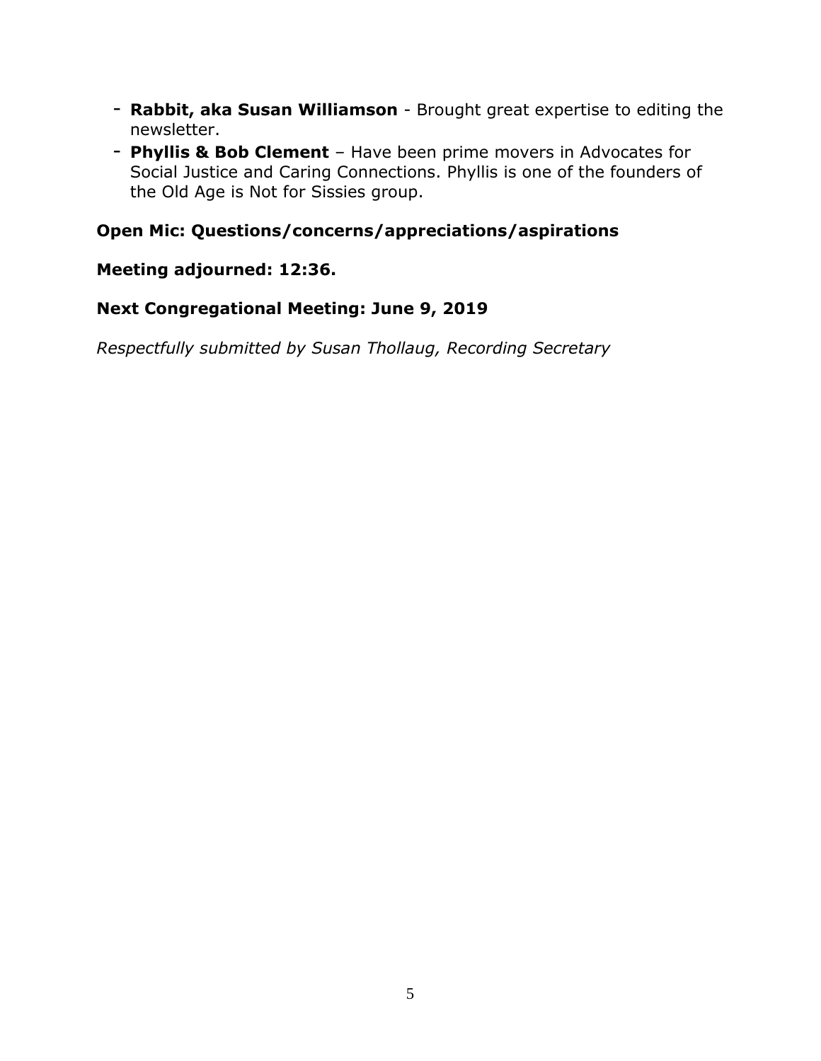- **Rabbit, aka Susan Williamson** - Brought great expertise to editing the newsletter.
- **Phyllis & Bob Clement** – Have been prime movers in Advocates for Social Justice and Caring Connections. Phyllis is one of the founders of the Old Age is Not for Sissies group.

**Open Mic: Questions/concerns/appreciations/aspirations**

**Meeting adjourned: 12:36.**

**Next Congregational Meeting: June 9, 2019**

*Respectfully submitted by Susan Thollaug, Recording Secretary*